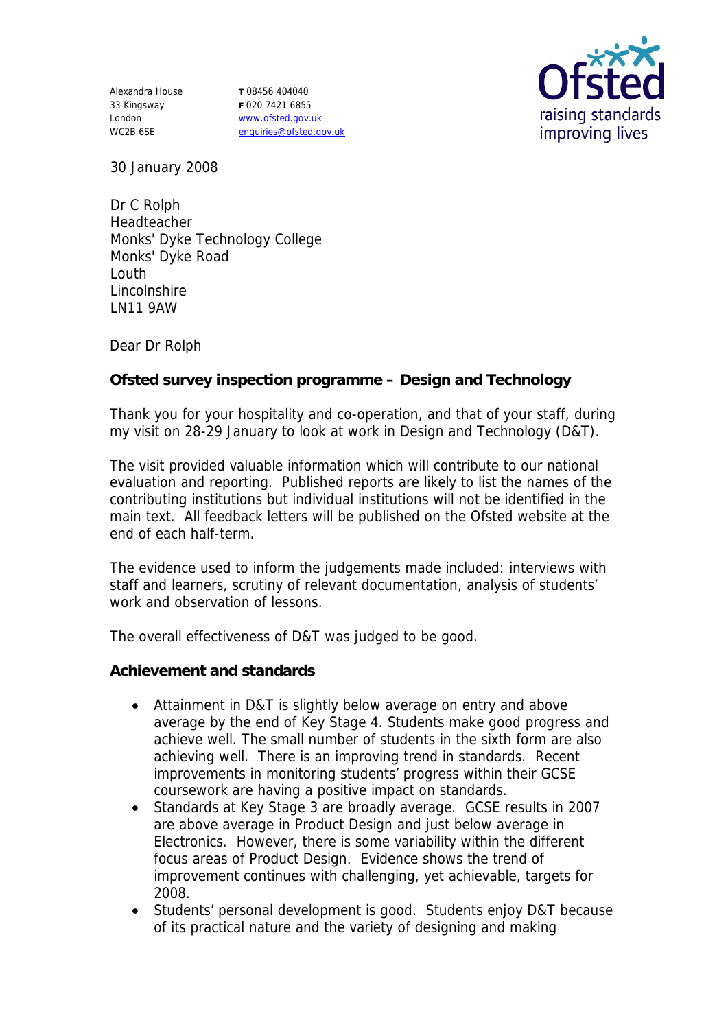Alexandra House
33 Kingsway
London
WC2B 6SE

T 08456 404040
F 020 7421 6855
www.ofsted.gov.uk
enquiries@ofsted.gov.uk

Ofsted
raising standards
improving lives

30 January 2008

Dr C Rolph
Headteacher
Monks' Dyke Technology College
Monks' Dyke Road
Louth
Lincolnshire
LN11 9AW

Dear Dr Rolph

**Ofsted survey inspection programme – Design and Technology**

Thank you for your hospitality and co-operation, and that of your staff, during my visit on 28-29 January to look at work in Design and Technology (D&T).

The visit provided valuable information which will contribute to our national evaluation and reporting. Published reports are likely to list the names of the contributing institutions but individual institutions will not be identified in the main text. All feedback letters will be published on the Ofsted website at the end of each half-term.

The evidence used to inform the judgements made included: interviews with staff and learners, scrutiny of relevant documentation, analysis of students' work and observation of lessons.

The overall effectiveness of D&T was judged to be good.

**Achievement and standards**

- Attainment in D&T is slightly below average on entry and above average by the end of Key Stage 4. Students make good progress and achieve well. The small number of students in the sixth form are also achieving well. There is an improving trend in standards. Recent improvements in monitoring students' progress within their GCSE coursework are having a positive impact on standards.
- Standards at Key Stage 3 are broadly average. GCSE results in 2007 are above average in Product Design and just below average in Electronics. However, there is some variability within the different focus areas of Product Design. Evidence shows the trend of improvement continues with challenging, yet achievable, targets for 2008.
- Students' personal development is good. Students enjoy D&T because of its practical nature and the variety of designing and making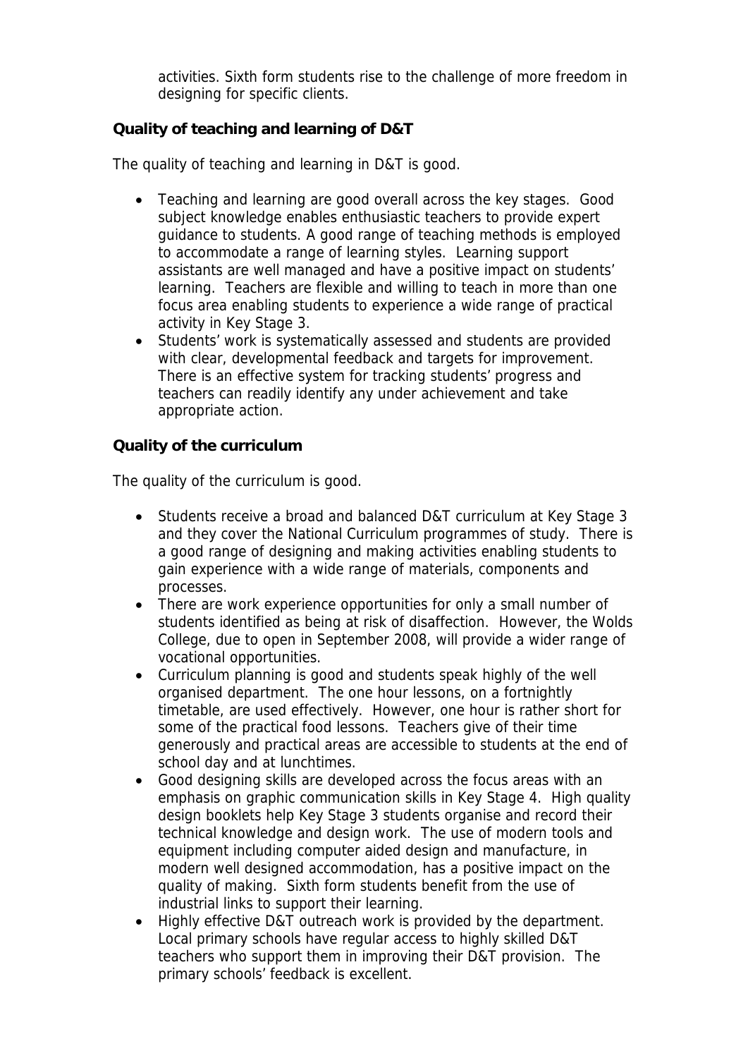activities. Sixth form students rise to the challenge of more freedom in designing for specific clients.

**Quality of teaching and learning of D&T**

The quality of teaching and learning in D&T is good.

- Teaching and learning are good overall across the key stages. Good subject knowledge enables enthusiastic teachers to provide expert guidance to students. A good range of teaching methods is employed to accommodate a range of learning styles. Learning support assistants are well managed and have a positive impact on students' learning. Teachers are flexible and willing to teach in more than one focus area enabling students to experience a wide range of practical activity in Key Stage 3.
- Students' work is systematically assessed and students are provided with clear, developmental feedback and targets for improvement. There is an effective system for tracking students' progress and teachers can readily identify any under achievement and take appropriate action.

**Quality of the curriculum**

The quality of the curriculum is good.

- Students receive a broad and balanced D&T curriculum at Key Stage 3 and they cover the National Curriculum programmes of study. There is a good range of designing and making activities enabling students to gain experience with a wide range of materials, components and processes.
- There are work experience opportunities for only a small number of students identified as being at risk of disaffection. However, the Wolds College, due to open in September 2008, will provide a wider range of vocational opportunities.
- Curriculum planning is good and students speak highly of the well organised department. The one hour lessons, on a fortnightly timetable, are used effectively. However, one hour is rather short for some of the practical food lessons. Teachers give of their time generously and practical areas are accessible to students at the end of school day and at lunchtimes.
- Good designing skills are developed across the focus areas with an emphasis on graphic communication skills in Key Stage 4. High quality design booklets help Key Stage 3 students organise and record their technical knowledge and design work. The use of modern tools and equipment including computer aided design and manufacture, in modern well designed accommodation, has a positive impact on the quality of making. Sixth form students benefit from the use of industrial links to support their learning.
- Highly effective D&T outreach work is provided by the department. Local primary schools have regular access to highly skilled D&T teachers who support them in improving their D&T provision. The primary schools' feedback is excellent.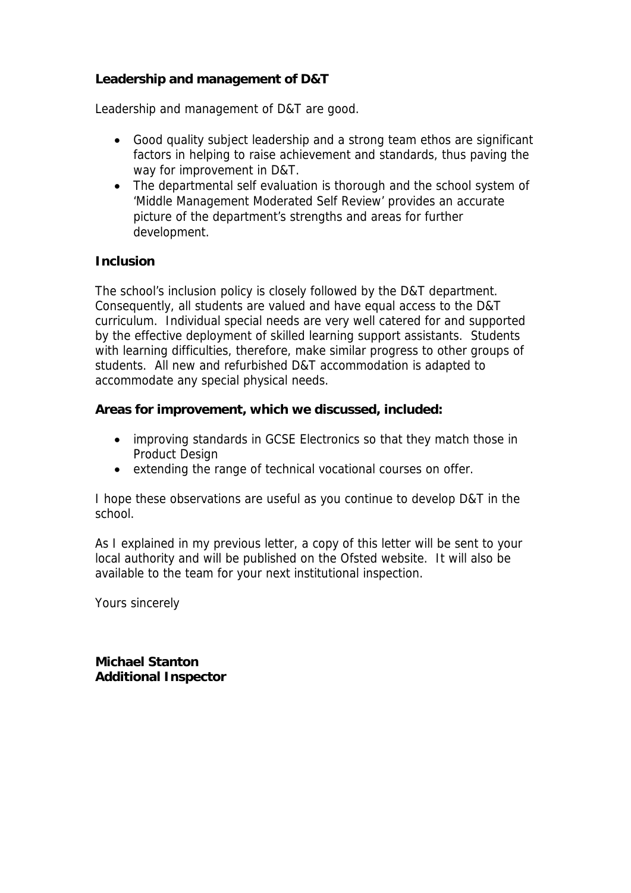**Leadership and management of D&T**

Leadership and management of D&T are good.

- Good quality subject leadership and a strong team ethos are significant factors in helping to raise achievement and standards, thus paving the way for improvement in D&T.
- The departmental self evaluation is thorough and the school system of 'Middle Management Moderated Self Review' provides an accurate picture of the department's strengths and areas for further development.

**Inclusion**

The school's inclusion policy is closely followed by the D&T department. Consequently, all students are valued and have equal access to the D&T curriculum. Individual special needs are very well catered for and supported by the effective deployment of skilled learning support assistants. Students with learning difficulties, therefore, make similar progress to other groups of students. All new and refurbished D&T accommodation is adapted to accommodate any special physical needs.

**Areas for improvement, which we discussed, included:**

- improving standards in GCSE Electronics so that they match those in Product Design
- extending the range of technical vocational courses on offer.

I hope these observations are useful as you continue to develop D&T in the school.

As I explained in my previous letter, a copy of this letter will be sent to your local authority and will be published on the Ofsted website. It will also be available to the team for your next institutional inspection.

Yours sincerely

**Michael Stanton**
**Additional Inspector**